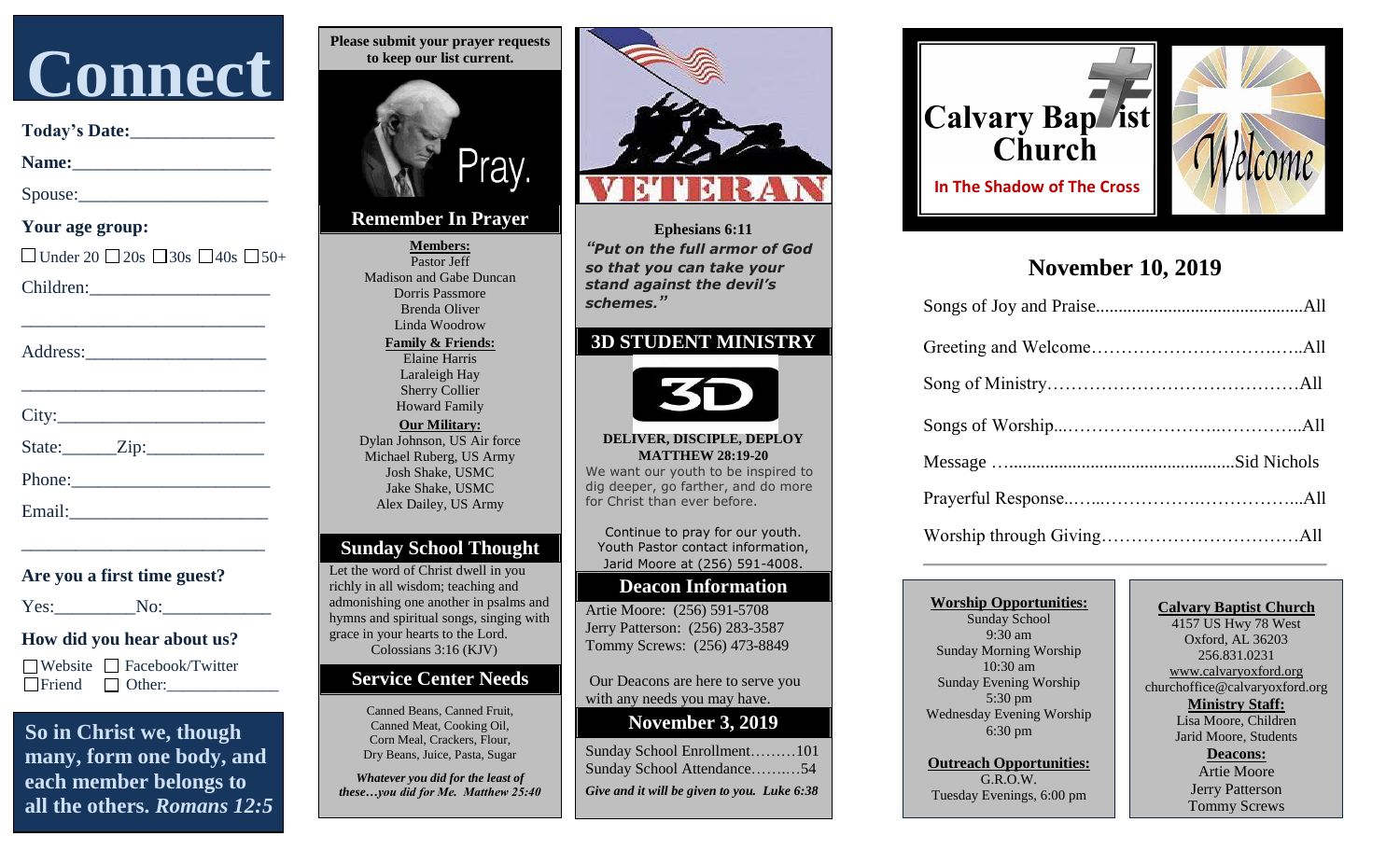# Connect

**Today's Date:**_______________

**Name:**_____________________

Spouse:____________________

**Your age group:**

☐ Under 20 ☐ 20s ☐ 30s ☐ 40s ☐ 50+

Children:___________________

___________________________

Address:___________________

___________________________

City:______________________

State:______Zip:_____________

Phone:_____________________

Email:_____________________

___________________________

**Are you a first time guest?**

Yes:_________No:____________

**How did you hear about us?**

☐ Website ☐ Facebook/Twitter

☐ Friend ☐ Other:_____________

**So in Christ we, though many, form one body, and each member belongs to all the others.** ***Romans 12:5***

**Please submit your prayer requests to keep our list current.**

Pray.

## Remember In Prayer

**Members:**
Pastor Jeff
Madison and Gabe Duncan
Dorris Passmore
Brenda Oliver
Linda Woodrow

**Family & Friends:**
Elaine Harris
Laraleigh Hay
Sherry Collier
Howard Family

**Our Military:**
Dylan Johnson, US Air force
Michael Ruberg, US Army
Josh Shake, USMC
Jake Shake, USMC
Alex Dailey, US Army

## Sunday School Thought

Let the word of Christ dwell in you richly in all wisdom; teaching and admonishing one another in psalms and hymns and spiritual songs, singing with grace in your hearts to the Lord.
Colossians 3:16 (KJV)

## Service Center Needs

Canned Beans, Canned Fruit, Canned Meat, Cooking Oil, Corn Meal, Crackers, Flour, Dry Beans, Juice, Pasta, Sugar

***Whatever you did for the least of these…you did for Me. Matthew 25:40***

VETERAN

**Ephesians 6:11**

***"Put on the full armor of God so that you can take your stand against the devil's schemes."***

## 3D STUDENT MINISTRY

3D

**DELIVER, DISCIPLE, DEPLOY**
**MATTHEW 28:19-20**

We want our youth to be inspired to dig deeper, go farther, and do more for Christ than ever before.

Continue to pray for our youth. Youth Pastor contact information, Jarid Moore at (256) 591-4008.

## Deacon Information

Artie Moore: (256) 591-5708
Jerry Patterson: (256) 283-3587
Tommy Screws: (256) 473-8849

Our Deacons are here to serve you with any needs you may have.

## November 3, 2019

Sunday School Enrollment………101
Sunday School Attendance……….54

***Give and it will be given to you. Luke 6:38***

# Calvary Baptist Church

**In The Shadow of The Cross**

Welcome

## November 10, 2019

Songs of Joy and Praise……………………………………All

Greeting and Welcome…………………………………All

Song of Ministry……………………………………All

Songs of Worship……………………………………All

Message ……………………………………Sid Nichols

Prayerful Response……………………………………All

Worship through Giving……………………………All

**Worship Opportunities:**
Sunday School
9:30 am
Sunday Morning Worship
10:30 am
Sunday Evening Worship
5:30 pm
Wednesday Evening Worship
6:30 pm

**Outreach Opportunities:**
G.R.O.W.
Tuesday Evenings, 6:00 pm

**Calvary Baptist Church**
4157 US Hwy 78 West
Oxford, AL 36203
256.831.0231
www.calvaryoxford.org
churchoffice@calvaryoxford.org

**Ministry Staff:**
Lisa Moore, Children
Jarid Moore, Students

**Deacons:**
Artie Moore
Jerry Patterson
Tommy Screws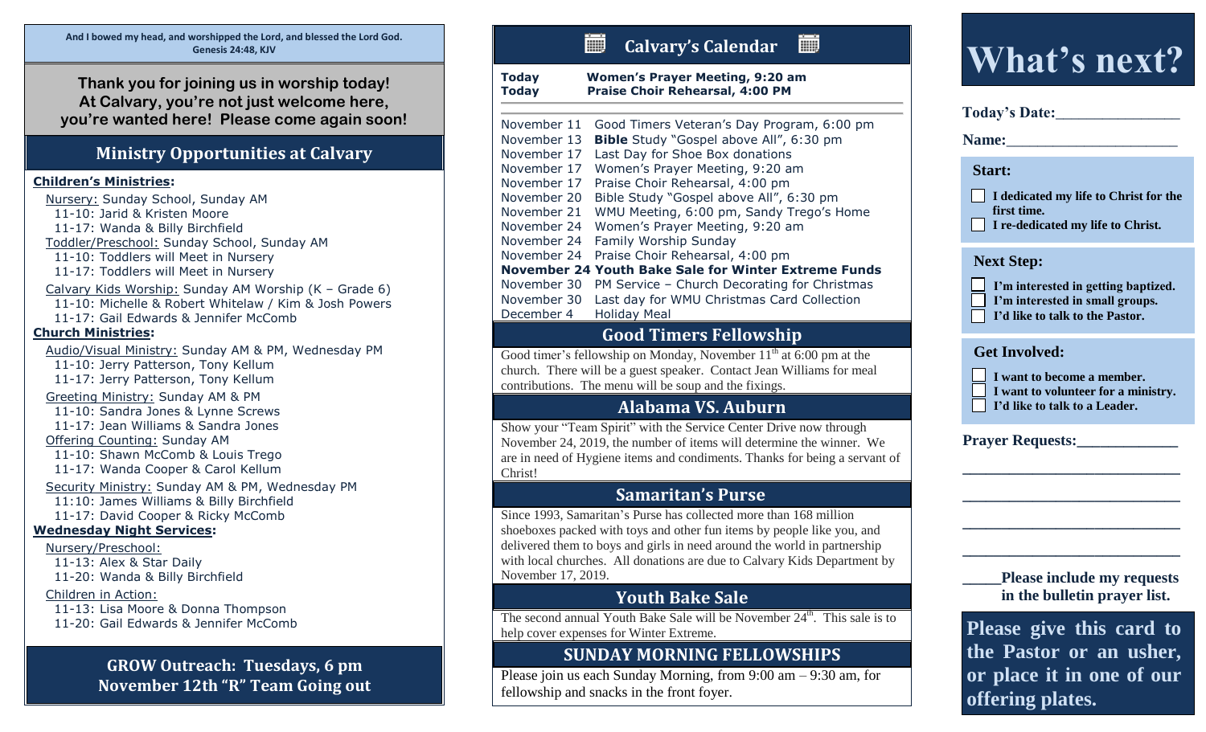And I bowed my head, and worshipped the Lord, and blessed the Lord God.
Genesis 24:48, KJV

**Thank you for joining us in worship today!**
**At Calvary, you're not just welcome here, you're wanted here! Please come again soon!**

## Ministry Opportunities at Calvary

**Children's Ministries:**

Nursery: Sunday School, Sunday AM
11-10: Jarid & Kristen Moore
11-17: Wanda & Billy Birchfield

Toddler/Preschool: Sunday School, Sunday AM
11-10: Toddlers will Meet in Nursery
11-17: Toddlers will Meet in Nursery

Calvary Kids Worship: Sunday AM Worship (K – Grade 6)
11-10: Michelle & Robert Whitelaw / Kim & Josh Powers
11-17: Gail Edwards & Jennifer McComb

**Church Ministries:**

Audio/Visual Ministry: Sunday AM & PM, Wednesday PM
11-10: Jerry Patterson, Tony Kellum
11-17: Jerry Patterson, Tony Kellum

Greeting Ministry: Sunday AM & PM
11-10: Sandra Jones & Lynne Screws
11-17: Jean Williams & Sandra Jones

Offering Counting: Sunday AM
11-10: Shawn McComb & Louis Trego
11-17: Wanda Cooper & Carol Kellum

Security Ministry: Sunday AM & PM, Wednesday PM
11:10: James Williams & Billy Birchfield
11-17: David Cooper & Ricky McComb

**Wednesday Night Services:**

Nursery/Preschool:
11-13: Alex & Star Daily
11-20: Wanda & Billy Birchfield

Children in Action:
11-13: Lisa Moore & Donna Thompson
11-20: Gail Edwards & Jennifer McComb

**GROW Outreach: Tuesdays, 6 pm**
**November 12th "R" Team Going out**

## Calvary's Calendar

| | |
|---|---|
| **Today** | **Women's Prayer Meeting, 9:20 am** |
| **Today** | **Praise Choir Rehearsal, 4:00 PM** |
| November 11 | Good Timers Veteran's Day Program, 6:00 pm |
| November 13 | **Bible** Study "Gospel above All", 6:30 pm |
| November 17 | Last Day for Shoe Box donations |
| November 17 | Women's Prayer Meeting, 9:20 am |
| November 17 | Praise Choir Rehearsal, 4:00 pm |
| November 20 | Bible Study "Gospel above All", 6:30 pm |
| November 21 | WMU Meeting, 6:00 pm, Sandy Trego's Home |
| November 24 | Women's Prayer Meeting, 9:20 am |
| November 24 | Family Worship Sunday |
| November 24 | Praise Choir Rehearsal, 4:00 pm |
| **November 24** | **Youth Bake Sale for Winter Extreme Funds** |
| November 30 | PM Service – Church Decorating for Christmas |
| November 30 | Last day for WMU Christmas Card Collection |
| December 4 | Holiday Meal |

## Good Timers Fellowship

Good timer's fellowship on Monday, November 11th at 6:00 pm at the church. There will be a guest speaker. Contact Jean Williams for meal contributions. The menu will be soup and the fixings.

## Alabama VS. Auburn

Show your "Team Spirit" with the Service Center Drive now through November 24, 2019, the number of items will determine the winner. We are in need of Hygiene items and condiments. Thanks for being a servant of Christ!

## Samaritan's Purse

Since 1993, Samaritan's Purse has collected more than 168 million shoeboxes packed with toys and other fun items by people like you, and delivered them to boys and girls in need around the world in partnership with local churches. All donations are due to Calvary Kids Department by November 17, 2019.

## Youth Bake Sale

The second annual Youth Bake Sale will be November 24th. This sale is to help cover expenses for Winter Extreme.

## SUNDAY MORNING FELLOWSHIPS

Please join us each Sunday Morning, from 9:00 am – 9:30 am, for fellowship and snacks in the front foyer.

# What's next?

**Today's Date:**________________

**Name:**______________________

**Start:**

- ☐ I dedicated my life to Christ for the first time.
- ☐ I re-dedicated my life to Christ.

**Next Step:**

- ☐ I'm interested in getting baptized.
- ☐ I'm interested in small groups.
- ☐ I'd like to talk to the Pastor.

**Get Involved:**

- ☐ I want to become a member.
- ☐ I want to volunteer for a ministry.
- ☐ I'd like to talk to a Leader.

**Prayer Requests:**_____________

_____________________________

_____________________________

_____________________________

_____________________________

_____**Please include my requests in the bulletin prayer list.**

**Please give this card to the Pastor or an usher, or place it in one of our offering plates.**